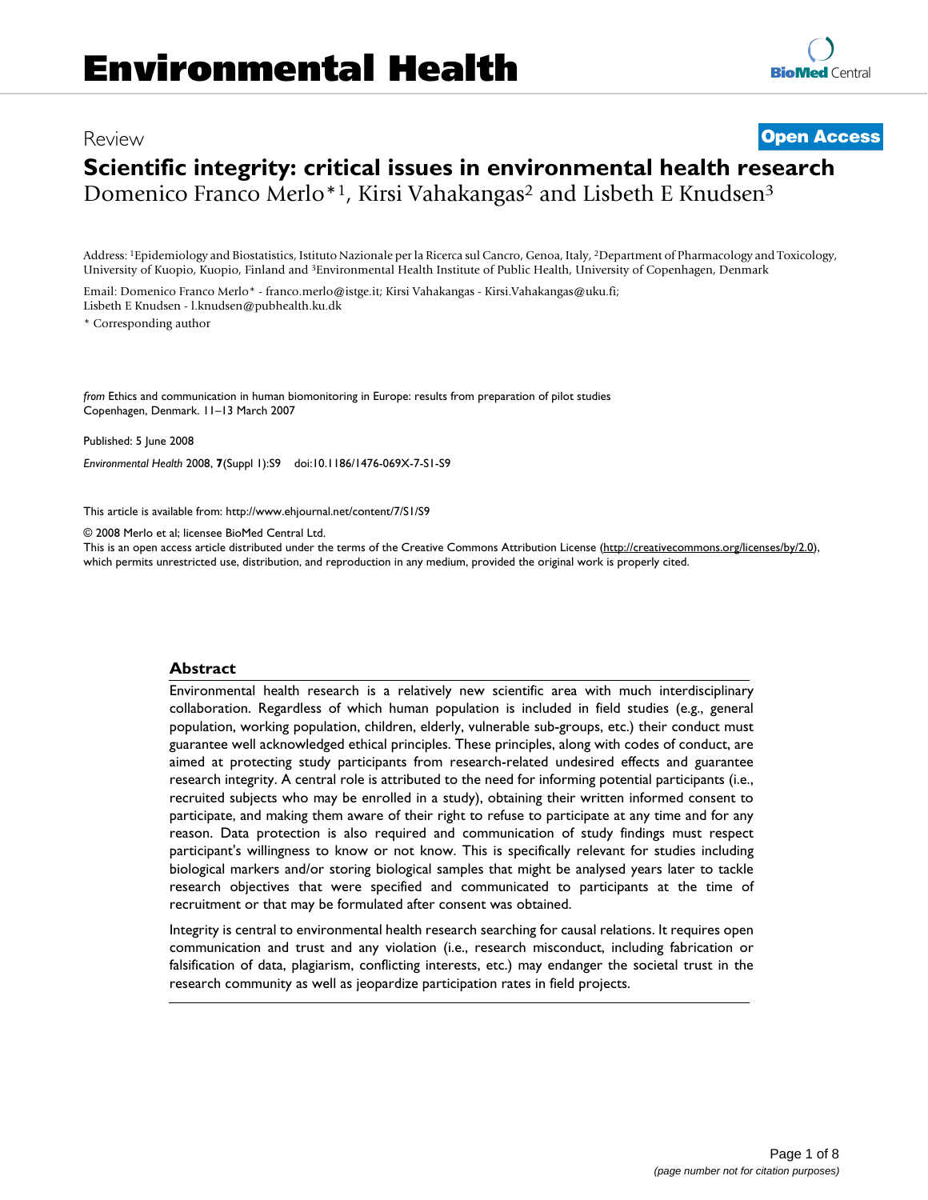# Environmental Health

Review

**Open Access**

## Scientific integrity: critical issues in environmental health research

Domenico Franco Merlo*[1], Kirsi Vahakangas[2] and Lisbeth E Knudsen[3]

Address: [1]Epidemiology and Biostatistics, Istituto Nazionale per la Ricerca sul Cancro, Genoa, Italy, [2]Department of Pharmacology and Toxicology, University of Kuopio, Kuopio, Finland and [3]Environmental Health Institute of Public Health, University of Copenhagen, Denmark

Email: Domenico Franco Merlo* - franco.merlo@istge.it; Kirsi Vahakangas - Kirsi.Vahakangas@uku.fi; Lisbeth E Knudsen - l.knudsen@pubhealth.ku.dk

* Corresponding author

*from* Ethics and communication in human biomonitoring in Europe: results from preparation of pilot studies
Copenhagen, Denmark. 11–13 March 2007

Published: 5 June 2008

*Environmental Health* 2008, **7**(Suppl 1):S9 doi:10.1186/1476-069X-7-S1-S9

This article is available from: http://www.ehjournal.net/content/7/S1/S9

© 2008 Merlo et al; licensee BioMed Central Ltd.
This is an open access article distributed under the terms of the Creative Commons Attribution License (http://creativecommons.org/licenses/by/2.0), which permits unrestricted use, distribution, and reproduction in any medium, provided the original work is properly cited.

### Abstract

Environmental health research is a relatively new scientific area with much interdisciplinary collaboration. Regardless of which human population is included in field studies (e.g., general population, working population, children, elderly, vulnerable sub-groups, etc.) their conduct must guarantee well acknowledged ethical principles. These principles, along with codes of conduct, are aimed at protecting study participants from research-related undesired effects and guarantee research integrity. A central role is attributed to the need for informing potential participants (i.e., recruited subjects who may be enrolled in a study), obtaining their written informed consent to participate, and making them aware of their right to refuse to participate at any time and for any reason. Data protection is also required and communication of study findings must respect participant's willingness to know or not know. This is specifically relevant for studies including biological markers and/or storing biological samples that might be analysed years later to tackle research objectives that were specified and communicated to participants at the time of recruitment or that may be formulated after consent was obtained.

Integrity is central to environmental health research searching for causal relations. It requires open communication and trust and any violation (i.e., research misconduct, including fabrication or falsification of data, plagiarism, conflicting interests, etc.) may endanger the societal trust in the research community as well as jeopardize participation rates in field projects.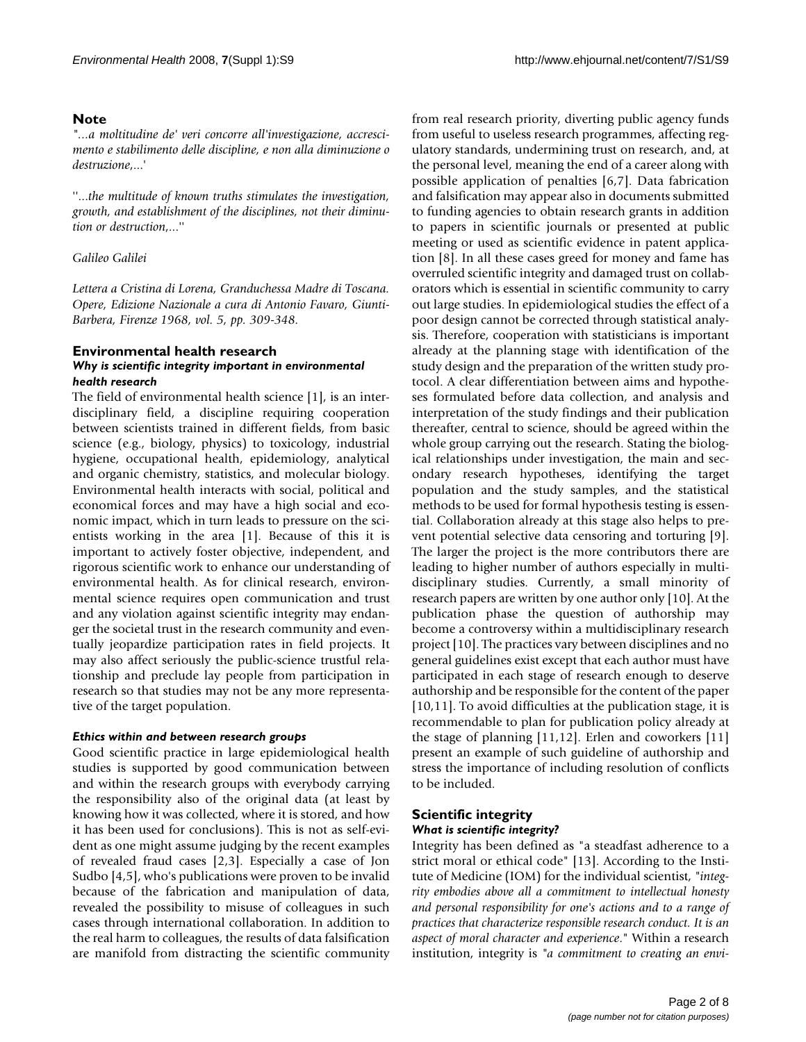## Note

*"...a moltitudine de' veri concorre all'investigazione, accrescimento e stabilimento delle discipline, e non alla diminuzione o destruzione,...'*

*''...the multitude of known truths stimulates the investigation, growth, and establishment of the disciplines, not their diminution or destruction,...''*

*Galileo Galilei*

*Lettera a Cristina di Lorena, Granduchessa Madre di Toscana. Opere, Edizione Nazionale a cura di Antonio Favaro, Giunti-Barbera, Firenze 1968, vol. 5, pp. 309-348.*

## Environmental health research

### *Why is scientific integrity important in environmental health research*

The field of environmental health science [1], is an interdisciplinary field, a discipline requiring cooperation between scientists trained in different fields, from basic science (e.g., biology, physics) to toxicology, industrial hygiene, occupational health, epidemiology, analytical and organic chemistry, statistics, and molecular biology. Environmental health interacts with social, political and economical forces and may have a high social and economic impact, which in turn leads to pressure on the scientists working in the area [1]. Because of this it is important to actively foster objective, independent, and rigorous scientific work to enhance our understanding of environmental health. As for clinical research, environmental science requires open communication and trust and any violation against scientific integrity may endanger the societal trust in the research community and eventually jeopardize participation rates in field projects. It may also affect seriously the public-science trustful relationship and preclude lay people from participation in research so that studies may not be any more representative of the target population.

### *Ethics within and between research groups*

Good scientific practice in large epidemiological health studies is supported by good communication between and within the research groups with everybody carrying the responsibility also of the original data (at least by knowing how it was collected, where it is stored, and how it has been used for conclusions). This is not as self-evident as one might assume judging by the recent examples of revealed fraud cases [2,3]. Especially a case of Jon Sudbo [4,5], who's publications were proven to be invalid because of the fabrication and manipulation of data, revealed the possibility to misuse of colleagues in such cases through international collaboration. In addition to the real harm to colleagues, the results of data falsification are manifold from distracting the scientific community from real research priority, diverting public agency funds from useful to useless research programmes, affecting regulatory standards, undermining trust on research, and, at the personal level, meaning the end of a career along with possible application of penalties [6,7]. Data fabrication and falsification may appear also in documents submitted to funding agencies to obtain research grants in addition to papers in scientific journals or presented at public meeting or used as scientific evidence in patent application [8]. In all these cases greed for money and fame has overruled scientific integrity and damaged trust on collaborators which is essential in scientific community to carry out large studies. In epidemiological studies the effect of a poor design cannot be corrected through statistical analysis. Therefore, cooperation with statisticians is important already at the planning stage with identification of the study design and the preparation of the written study protocol. A clear differentiation between aims and hypotheses formulated before data collection, and analysis and interpretation of the study findings and their publication thereafter, central to science, should be agreed within the whole group carrying out the research. Stating the biological relationships under investigation, the main and secondary research hypotheses, identifying the target population and the study samples, and the statistical methods to be used for formal hypothesis testing is essential. Collaboration already at this stage also helps to prevent potential selective data censoring and torturing [9]. The larger the project is the more contributors there are leading to higher number of authors especially in multidisciplinary studies. Currently, a small minority of research papers are written by one author only [10]. At the publication phase the question of authorship may become a controversy within a multidisciplinary research project [10]. The practices vary between disciplines and no general guidelines exist except that each author must have participated in each stage of research enough to deserve authorship and be responsible for the content of the paper [10,11]. To avoid difficulties at the publication stage, it is recommendable to plan for publication policy already at the stage of planning [11,12]. Erlen and coworkers [11] present an example of such guideline of authorship and stress the importance of including resolution of conflicts to be included.

## Scientific integrity

### *What is scientific integrity?*

Integrity has been defined as "a steadfast adherence to a strict moral or ethical code" [13]. According to the Institute of Medicine (IOM) for the individual scientist, "*integrity embodies above all a commitment to intellectual honesty and personal responsibility for one's actions and to a range of practices that characterize responsible research conduct. It is an aspect of moral character and experience.*" Within a research institution, integrity is "*a commitment to creating an envi-*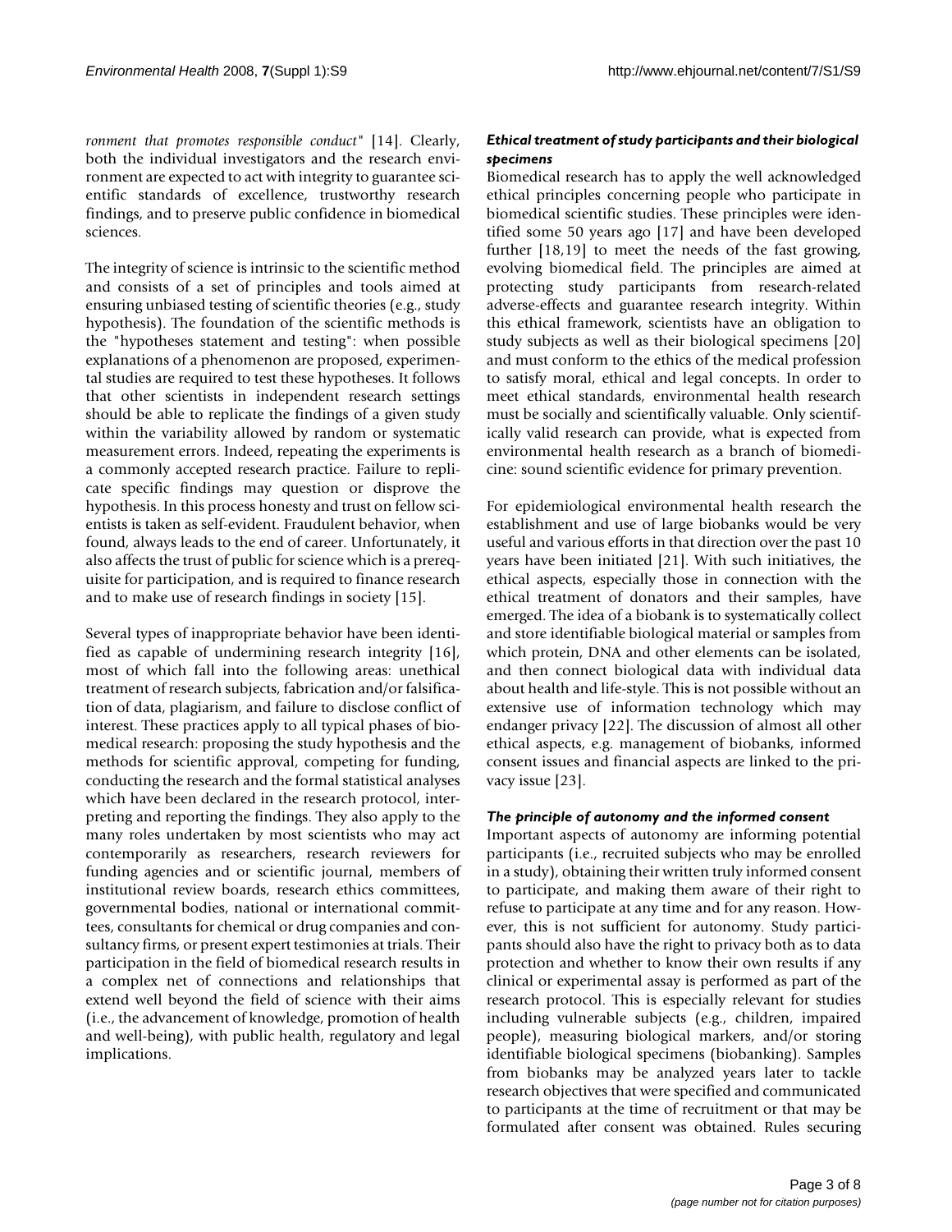*ronment that promotes responsible conduct*" [14]. Clearly, both the individual investigators and the research environment are expected to act with integrity to guarantee scientific standards of excellence, trustworthy research findings, and to preserve public confidence in biomedical sciences.

The integrity of science is intrinsic to the scientific method and consists of a set of principles and tools aimed at ensuring unbiased testing of scientific theories (e.g., study hypothesis). The foundation of the scientific methods is the "hypotheses statement and testing": when possible explanations of a phenomenon are proposed, experimental studies are required to test these hypotheses. It follows that other scientists in independent research settings should be able to replicate the findings of a given study within the variability allowed by random or systematic measurement errors. Indeed, repeating the experiments is a commonly accepted research practice. Failure to replicate specific findings may question or disprove the hypothesis. In this process honesty and trust on fellow scientists is taken as self-evident. Fraudulent behavior, when found, always leads to the end of career. Unfortunately, it also affects the trust of public for science which is a prerequisite for participation, and is required to finance research and to make use of research findings in society [15].

Several types of inappropriate behavior have been identified as capable of undermining research integrity [16], most of which fall into the following areas: unethical treatment of research subjects, fabrication and/or falsification of data, plagiarism, and failure to disclose conflict of interest. These practices apply to all typical phases of biomedical research: proposing the study hypothesis and the methods for scientific approval, competing for funding, conducting the research and the formal statistical analyses which have been declared in the research protocol, interpreting and reporting the findings. They also apply to the many roles undertaken by most scientists who may act contemporarily as researchers, research reviewers for funding agencies and or scientific journal, members of institutional review boards, research ethics committees, governmental bodies, national or international committees, consultants for chemical or drug companies and consultancy firms, or present expert testimonies at trials. Their participation in the field of biomedical research results in a complex net of connections and relationships that extend well beyond the field of science with their aims (i.e., the advancement of knowledge, promotion of health and well-being), with public health, regulatory and legal implications.

### *Ethical treatment of study participants and their biological specimens*

Biomedical research has to apply the well acknowledged ethical principles concerning people who participate in biomedical scientific studies. These principles were identified some 50 years ago [17] and have been developed further [18,19] to meet the needs of the fast growing, evolving biomedical field. The principles are aimed at protecting study participants from research-related adverse-effects and guarantee research integrity. Within this ethical framework, scientists have an obligation to study subjects as well as their biological specimens [20] and must conform to the ethics of the medical profession to satisfy moral, ethical and legal concepts. In order to meet ethical standards, environmental health research must be socially and scientifically valuable. Only scientifically valid research can provide, what is expected from environmental health research as a branch of biomedicine: sound scientific evidence for primary prevention.

For epidemiological environmental health research the establishment and use of large biobanks would be very useful and various efforts in that direction over the past 10 years have been initiated [21]. With such initiatives, the ethical aspects, especially those in connection with the ethical treatment of donators and their samples, have emerged. The idea of a biobank is to systematically collect and store identifiable biological material or samples from which protein, DNA and other elements can be isolated, and then connect biological data with individual data about health and life-style. This is not possible without an extensive use of information technology which may endanger privacy [22]. The discussion of almost all other ethical aspects, e.g. management of biobanks, informed consent issues and financial aspects are linked to the privacy issue [23].

### *The principle of autonomy and the informed consent*

Important aspects of autonomy are informing potential participants (i.e., recruited subjects who may be enrolled in a study), obtaining their written truly informed consent to participate, and making them aware of their right to refuse to participate at any time and for any reason. However, this is not sufficient for autonomy. Study participants should also have the right to privacy both as to data protection and whether to know their own results if any clinical or experimental assay is performed as part of the research protocol. This is especially relevant for studies including vulnerable subjects (e.g., children, impaired people), measuring biological markers, and/or storing identifiable biological specimens (biobanking). Samples from biobanks may be analyzed years later to tackle research objectives that were specified and communicated to participants at the time of recruitment or that may be formulated after consent was obtained. Rules securing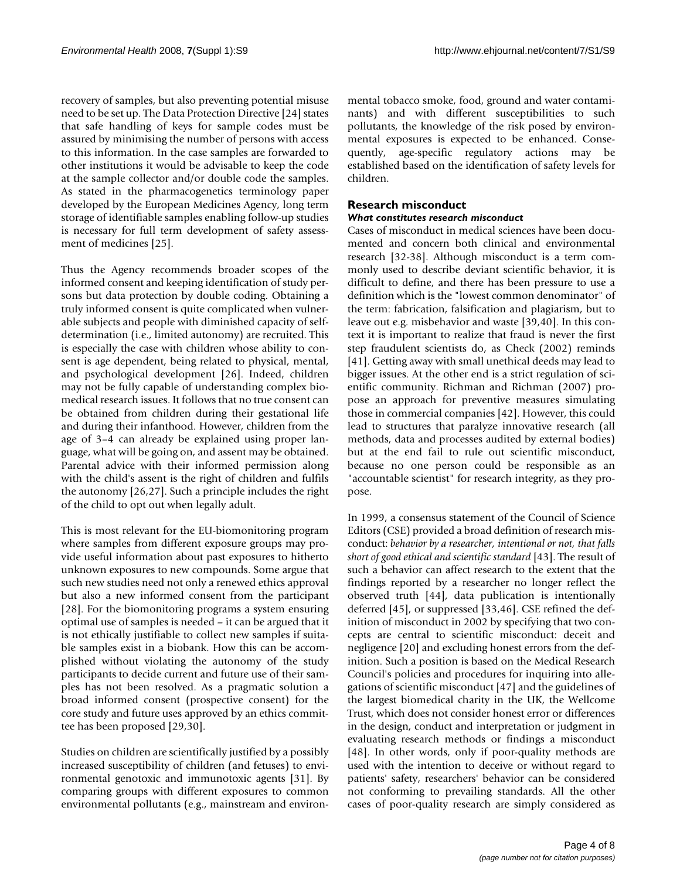recovery of samples, but also preventing potential misuse need to be set up. The Data Protection Directive [24] states that safe handling of keys for sample codes must be assured by minimising the number of persons with access to this information. In the case samples are forwarded to other institutions it would be advisable to keep the code at the sample collector and/or double code the samples. As stated in the pharmacogenetics terminology paper developed by the European Medicines Agency, long term storage of identifiable samples enabling follow-up studies is necessary for full term development of safety assessment of medicines [25].

Thus the Agency recommends broader scopes of the informed consent and keeping identification of study persons but data protection by double coding. Obtaining a truly informed consent is quite complicated when vulnerable subjects and people with diminished capacity of self-determination (i.e., limited autonomy) are recruited. This is especially the case with children whose ability to consent is age dependent, being related to physical, mental, and psychological development [26]. Indeed, children may not be fully capable of understanding complex biomedical research issues. It follows that no true consent can be obtained from children during their gestational life and during their infanthood. However, children from the age of 3–4 can already be explained using proper language, what will be going on, and assent may be obtained. Parental advice with their informed permission along with the child's assent is the right of children and fulfils the autonomy [26,27]. Such a principle includes the right of the child to opt out when legally adult.

This is most relevant for the EU-biomonitoring program where samples from different exposure groups may provide useful information about past exposures to hitherto unknown exposures to new compounds. Some argue that such new studies need not only a renewed ethics approval but also a new informed consent from the participant [28]. For the biomonitoring programs a system ensuring optimal use of samples is needed – it can be argued that it is not ethically justifiable to collect new samples if suitable samples exist in a biobank. How this can be accomplished without violating the autonomy of the study participants to decide current and future use of their samples has not been resolved. As a pragmatic solution a broad informed consent (prospective consent) for the core study and future uses approved by an ethics committee has been proposed [29,30].

Studies on children are scientifically justified by a possibly increased susceptibility of children (and fetuses) to environmental genotoxic and immunotoxic agents [31]. By comparing groups with different exposures to common environmental pollutants (e.g., mainstream and environmental tobacco smoke, food, ground and water contaminants) and with different susceptibilities to such pollutants, the knowledge of the risk posed by environmental exposures is expected to be enhanced. Consequently, age-specific regulatory actions may be established based on the identification of safety levels for children.

## Research misconduct

### *What constitutes research misconduct*

Cases of misconduct in medical sciences have been documented and concern both clinical and environmental research [32-38]. Although misconduct is a term commonly used to describe deviant scientific behavior, it is difficult to define, and there has been pressure to use a definition which is the "lowest common denominator" of the term: fabrication, falsification and plagiarism, but to leave out e.g. misbehavior and waste [39,40]. In this context it is important to realize that fraud is never the first step fraudulent scientists do, as Check (2002) reminds [41]. Getting away with small unethical deeds may lead to bigger issues. At the other end is a strict regulation of scientific community. Richman and Richman (2007) propose an approach for preventive measures simulating those in commercial companies [42]. However, this could lead to structures that paralyze innovative research (all methods, data and processes audited by external bodies) but at the end fail to rule out scientific misconduct, because no one person could be responsible as an "accountable scientist" for research integrity, as they propose.

In 1999, a consensus statement of the Council of Science Editors (CSE) provided a broad definition of research misconduct: *behavior by a researcher, intentional or not, that falls short of good ethical and scientific standard* [43]. The result of such a behavior can affect research to the extent that the findings reported by a researcher no longer reflect the observed truth [44], data publication is intentionally deferred [45], or suppressed [33,46]. CSE refined the definition of misconduct in 2002 by specifying that two concepts are central to scientific misconduct: deceit and negligence [20] and excluding honest errors from the definition. Such a position is based on the Medical Research Council's policies and procedures for inquiring into allegations of scientific misconduct [47] and the guidelines of the largest biomedical charity in the UK, the Wellcome Trust, which does not consider honest error or differences in the design, conduct and interpretation or judgment in evaluating research methods or findings a misconduct [48]. In other words, only if poor-quality methods are used with the intention to deceive or without regard to patients' safety, researchers' behavior can be considered not conforming to prevailing standards. All the other cases of poor-quality research are simply considered as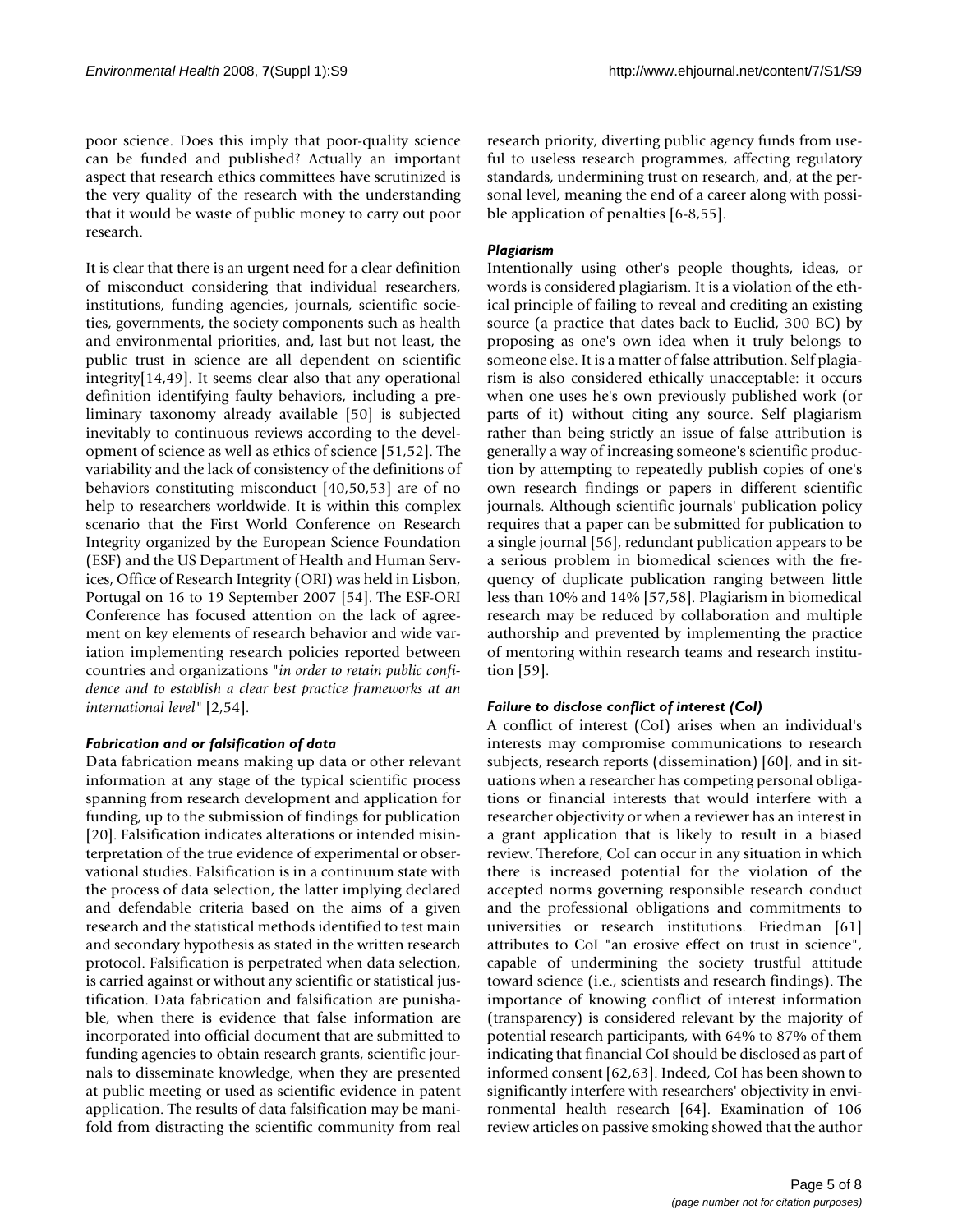poor science. Does this imply that poor-quality science can be funded and published? Actually an important aspect that research ethics committees have scrutinized is the very quality of the research with the understanding that it would be waste of public money to carry out poor research.

It is clear that there is an urgent need for a clear definition of misconduct considering that individual researchers, institutions, funding agencies, journals, scientific societies, governments, the society components such as health and environmental priorities, and, last but not least, the public trust in science are all dependent on scientific integrity[14,49]. It seems clear also that any operational definition identifying faulty behaviors, including a preliminary taxonomy already available [50] is subjected inevitably to continuous reviews according to the development of science as well as ethics of science [51,52]. The variability and the lack of consistency of the definitions of behaviors constituting misconduct [40,50,53] are of no help to researchers worldwide. It is within this complex scenario that the First World Conference on Research Integrity organized by the European Science Foundation (ESF) and the US Department of Health and Human Services, Office of Research Integrity (ORI) was held in Lisbon, Portugal on 16 to 19 September 2007 [54]. The ESF-ORI Conference has focused attention on the lack of agreement on key elements of research behavior and wide variation implementing research policies reported between countries and organizations "*in order to retain public confidence and to establish a clear best practice frameworks at an international level*" [2,54].

### *Fabrication and or falsification of data*

Data fabrication means making up data or other relevant information at any stage of the typical scientific process spanning from research development and application for funding, up to the submission of findings for publication [20]. Falsification indicates alterations or intended misinterpretation of the true evidence of experimental or observational studies. Falsification is in a continuum state with the process of data selection, the latter implying declared and defendable criteria based on the aims of a given research and the statistical methods identified to test main and secondary hypothesis as stated in the written research protocol. Falsification is perpetrated when data selection, is carried against or without any scientific or statistical justification. Data fabrication and falsification are punishable, when there is evidence that false information are incorporated into official document that are submitted to funding agencies to obtain research grants, scientific journals to disseminate knowledge, when they are presented at public meeting or used as scientific evidence in patent application. The results of data falsification may be manifold from distracting the scientific community from real research priority, diverting public agency funds from useful to useless research programmes, affecting regulatory standards, undermining trust on research, and, at the personal level, meaning the end of a career along with possible application of penalties [6-8,55].

### *Plagiarism*

Intentionally using other's people thoughts, ideas, or words is considered plagiarism. It is a violation of the ethical principle of failing to reveal and crediting an existing source (a practice that dates back to Euclid, 300 BC) by proposing as one's own idea when it truly belongs to someone else. It is a matter of false attribution. Self plagiarism is also considered ethically unacceptable: it occurs when one uses he's own previously published work (or parts of it) without citing any source. Self plagiarism rather than being strictly an issue of false attribution is generally a way of increasing someone's scientific production by attempting to repeatedly publish copies of one's own research findings or papers in different scientific journals. Although scientific journals' publication policy requires that a paper can be submitted for publication to a single journal [56], redundant publication appears to be a serious problem in biomedical sciences with the frequency of duplicate publication ranging between little less than 10% and 14% [57,58]. Plagiarism in biomedical research may be reduced by collaboration and multiple authorship and prevented by implementing the practice of mentoring within research teams and research institution [59].

### *Failure to disclose conflict of interest (CoI)*

A conflict of interest (CoI) arises when an individual's interests may compromise communications to research subjects, research reports (dissemination) [60], and in situations when a researcher has competing personal obligations or financial interests that would interfere with a researcher objectivity or when a reviewer has an interest in a grant application that is likely to result in a biased review. Therefore, CoI can occur in any situation in which there is increased potential for the violation of the accepted norms governing responsible research conduct and the professional obligations and commitments to universities or research institutions. Friedman [61] attributes to CoI "an erosive effect on trust in science", capable of undermining the society trustful attitude toward science (i.e., scientists and research findings). The importance of knowing conflict of interest information (transparency) is considered relevant by the majority of potential research participants, with 64% to 87% of them indicating that financial CoI should be disclosed as part of informed consent [62,63]. Indeed, CoI has been shown to significantly interfere with researchers' objectivity in environmental health research [64]. Examination of 106 review articles on passive smoking showed that the author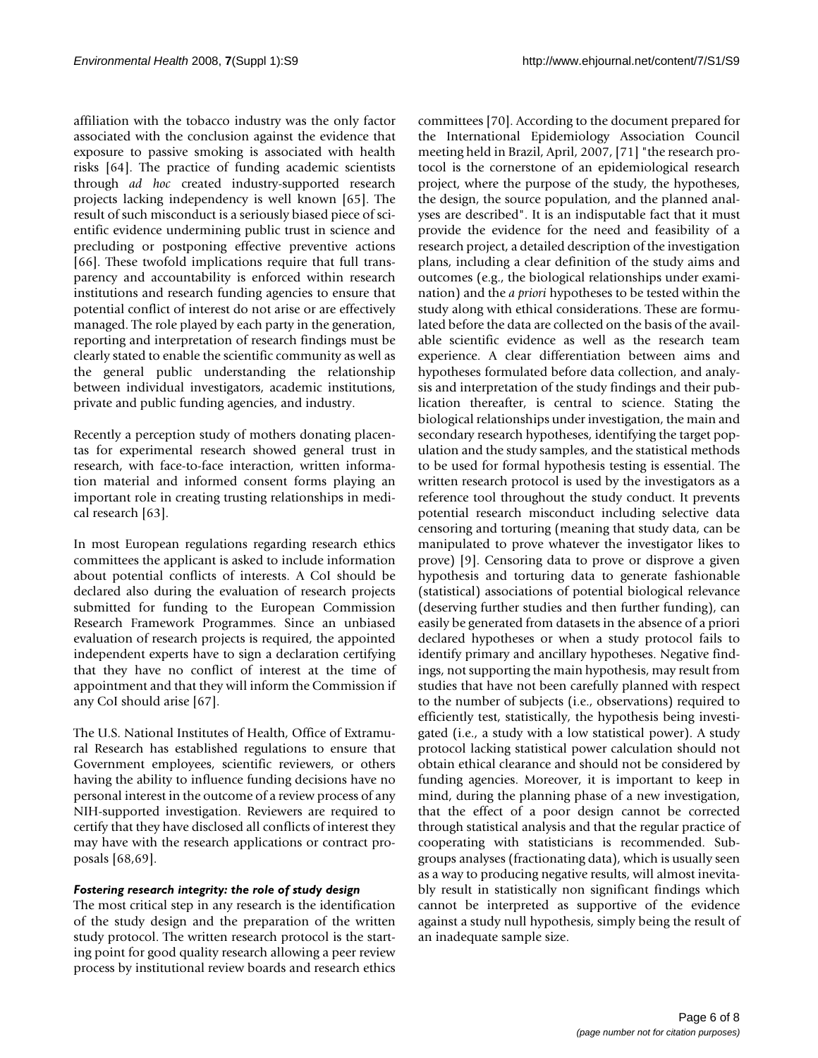affiliation with the tobacco industry was the only factor associated with the conclusion against the evidence that exposure to passive smoking is associated with health risks [64]. The practice of funding academic scientists through *ad hoc* created industry-supported research projects lacking independency is well known [65]. The result of such misconduct is a seriously biased piece of scientific evidence undermining public trust in science and precluding or postponing effective preventive actions [66]. These twofold implications require that full transparency and accountability is enforced within research institutions and research funding agencies to ensure that potential conflict of interest do not arise or are effectively managed. The role played by each party in the generation, reporting and interpretation of research findings must be clearly stated to enable the scientific community as well as the general public understanding the relationship between individual investigators, academic institutions, private and public funding agencies, and industry.

Recently a perception study of mothers donating placentas for experimental research showed general trust in research, with face-to-face interaction, written information material and informed consent forms playing an important role in creating trusting relationships in medical research [63].

In most European regulations regarding research ethics committees the applicant is asked to include information about potential conflicts of interests. A CoI should be declared also during the evaluation of research projects submitted for funding to the European Commission Research Framework Programmes. Since an unbiased evaluation of research projects is required, the appointed independent experts have to sign a declaration certifying that they have no conflict of interest at the time of appointment and that they will inform the Commission if any CoI should arise [67].

The U.S. National Institutes of Health, Office of Extramural Research has established regulations to ensure that Government employees, scientific reviewers, or others having the ability to influence funding decisions have no personal interest in the outcome of a review process of any NIH-supported investigation. Reviewers are required to certify that they have disclosed all conflicts of interest they may have with the research applications or contract proposals [68,69].

### *Fostering research integrity: the role of study design*

The most critical step in any research is the identification of the study design and the preparation of the written study protocol. The written research protocol is the starting point for good quality research allowing a peer review process by institutional review boards and research ethics committees [70]. According to the document prepared for the International Epidemiology Association Council meeting held in Brazil, April, 2007, [71] "the research protocol is the cornerstone of an epidemiological research project, where the purpose of the study, the hypotheses, the design, the source population, and the planned analyses are described". It is an indisputable fact that it must provide the evidence for the need and feasibility of a research project, a detailed description of the investigation plans, including a clear definition of the study aims and outcomes (e.g., the biological relationships under examination) and the *a priori* hypotheses to be tested within the study along with ethical considerations. These are formulated before the data are collected on the basis of the available scientific evidence as well as the research team experience. A clear differentiation between aims and hypotheses formulated before data collection, and analysis and interpretation of the study findings and their publication thereafter, is central to science. Stating the biological relationships under investigation, the main and secondary research hypotheses, identifying the target population and the study samples, and the statistical methods to be used for formal hypothesis testing is essential. The written research protocol is used by the investigators as a reference tool throughout the study conduct. It prevents potential research misconduct including selective data censoring and torturing (meaning that study data, can be manipulated to prove whatever the investigator likes to prove) [9]. Censoring data to prove or disprove a given hypothesis and torturing data to generate fashionable (statistical) associations of potential biological relevance (deserving further studies and then further funding), can easily be generated from datasets in the absence of a priori declared hypotheses or when a study protocol fails to identify primary and ancillary hypotheses. Negative findings, not supporting the main hypothesis, may result from studies that have not been carefully planned with respect to the number of subjects (i.e., observations) required to efficiently test, statistically, the hypothesis being investigated (i.e., a study with a low statistical power). A study protocol lacking statistical power calculation should not obtain ethical clearance and should not be considered by funding agencies. Moreover, it is important to keep in mind, during the planning phase of a new investigation, that the effect of a poor design cannot be corrected through statistical analysis and that the regular practice of cooperating with statisticians is recommended. Subgroups analyses (fractionating data), which is usually seen as a way to producing negative results, will almost inevitably result in statistically non significant findings which cannot be interpreted as supportive of the evidence against a study null hypothesis, simply being the result of an inadequate sample size.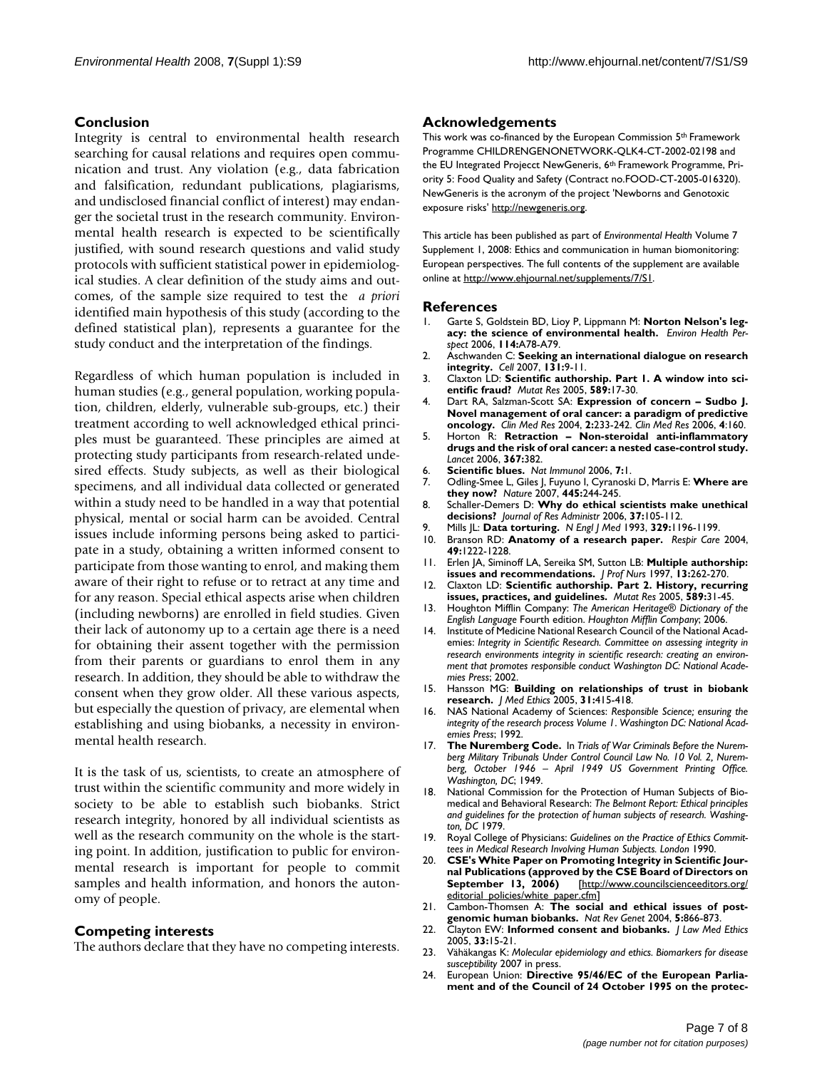## Conclusion

Integrity is central to environmental health research searching for causal relations and requires open communication and trust. Any violation (e.g., data fabrication and falsification, redundant publications, plagiarisms, and undisclosed financial conflict of interest) may endanger the societal trust in the research community. Environmental health research is expected to be scientifically justified, with sound research questions and valid study protocols with sufficient statistical power in epidemiological studies. A clear definition of the study aims and outcomes, of the sample size required to test the *a priori* identified main hypothesis of this study (according to the defined statistical plan), represents a guarantee for the study conduct and the interpretation of the findings.

Regardless of which human population is included in human studies (e.g., general population, working population, children, elderly, vulnerable sub-groups, etc.) their treatment according to well acknowledged ethical principles must be guaranteed. These principles are aimed at protecting study participants from research-related undesired effects. Study subjects, as well as their biological specimens, and all individual data collected or generated within a study need to be handled in a way that potential physical, mental or social harm can be avoided. Central issues include informing persons being asked to participate in a study, obtaining a written informed consent to participate from those wanting to enrol, and making them aware of their right to refuse or to retract at any time and for any reason. Special ethical aspects arise when children (including newborns) are enrolled in field studies. Given their lack of autonomy up to a certain age there is a need for obtaining their assent together with the permission from their parents or guardians to enrol them in any research. In addition, they should be able to withdraw the consent when they grow older. All these various aspects, but especially the question of privacy, are elemental when establishing and using biobanks, a necessity in environmental health research.

It is the task of us, scientists, to create an atmosphere of trust within the scientific community and more widely in society to be able to establish such biobanks. Strict research integrity, honored by all individual scientists as well as the research community on the whole is the starting point. In addition, justification to public for environmental research is important for people to commit samples and health information, and honors the autonomy of people.

## Competing interests

The authors declare that they have no competing interests.

## Acknowledgements

This work was co-financed by the European Commission 5th Framework Programme CHILDRENGENONETWORK-QLK4-CT-2002-02198 and the EU Integrated Projecct NewGeneris, 6th Framework Programme, Priority 5: Food Quality and Safety (Contract no.FOOD-CT-2005-016320). NewGeneris is the acronym of the project 'Newborns and Genotoxic exposure risks' http://newgeneris.org.

This article has been published as part of *Environmental Health* Volume 7 Supplement 1, 2008: Ethics and communication in human biomonitoring: European perspectives. The full contents of the supplement are available online at http://www.ehjournal.net/supplements/7/S1.

## References

1. Garte S, Goldstein BD, Lioy P, Lippmann M: **Norton Nelson's legacy: the science of environmental health.** *Environ Health Perspect* 2006, **114:**A78-A79.
2. Aschwanden C: **Seeking an international dialogue on research integrity.** *Cell* 2007, **131:**9-11.
3. Claxton LD: **Scientific authorship. Part 1. A window into scientific fraud?** *Mutat Res* 2005, **589:**17-30.
4. Dart RA, Salzman-Scott SA: **Expression of concern – Sudbo J. Novel management of oral cancer: a paradigm of predictive oncology.** *Clin Med Res* 2004, **2:**233-242. *Clin Med Res* 2006, **4**:160.
5. Horton R: **Retraction – Non-steroidal anti-inflammatory drugs and the risk of oral cancer: a nested case-control study.** *Lancet* 2006, **367:**382.
6. **Scientific blues.** *Nat Immunol* 2006, **7:**1.
7. Odling-Smee L, Giles J, Fuyuno I, Cyranoski D, Marris E: **Where are they now?** *Nature* 2007, **445:**244-245.
8. Schaller-Demers D: **Why do ethical scientists make unethical decisions?** *Journal of Res Administr* 2006, **37:**105-112.
9. Mills JL: **Data torturing.** *N Engl J Med* 1993, **329:**1196-1199.
10. Branson RD: **Anatomy of a research paper.** *Respir Care* 2004, **49:**1222-1228.
11. Erlen JA, Siminoff LA, Sereika SM, Sutton LB: **Multiple authorship: issues and recommendations.** *J Prof Nurs* 1997, **13:**262-270.
12. Claxton LD: **Scientific authorship. Part 2. History, recurring issues, practices, and guidelines.** *Mutat Res* 2005, **589:**31-45.
13. Houghton Mifflin Company: *The American Heritage® Dictionary of the English Language* Fourth edition. *Houghton Mifflin Company*; 2006.
14. Institute of Medicine National Research Council of the National Academies: *Integrity in Scientific Research. Committee on assessing integrity in research environments integrity in scientific research: creating an environment that promotes responsible conduct Washington DC: National Academies Press*; 2002.
15. Hansson MG: **Building on relationships of trust in biobank research.** *J Med Ethics* 2005, **31:**415-418.
16. NAS National Academy of Sciences: *Responsible Science; ensuring the integrity of the research process Volume 1. Washington DC: National Academies Press*; 1992.
17. **The Nuremberg Code.** In *Trials of War Criminals Before the Nuremberg Military Tribunals Under Control Council Law No. 10 Vol. 2, Nuremberg, October 1946 – April 1949 US Government Printing Office. Washington, DC*; 1949.
18. National Commission for the Protection of Human Subjects of Biomedical and Behavioral Research: *The Belmont Report: Ethical principles and guidelines for the protection of human subjects of research. Washington, DC* 1979.
19. Royal College of Physicians: *Guidelines on the Practice of Ethics Committees in Medical Research Involving Human Subjects. London* 1990.
20. **CSE's White Paper on Promoting Integrity in Scientific Journal Publications (approved by the CSE Board of Directors on September 13, 2006)** [http://www.councilscienceeditors.org/editorial_policies/white_paper.cfm]
21. Cambon-Thomsen A: **The social and ethical issues of post-genomic human biobanks.** *Nat Rev Genet* 2004, **5:**866-873.
22. Clayton EW: **Informed consent and biobanks.** *J Law Med Ethics* 2005, **33:**15-21.
23. Vähäkangas K: *Molecular epidemiology and ethics. Biomarkers for disease susceptibility* 2007 in press.
24. European Union: **Directive 95/46/EC of the European Parliament and of the Council of 24 October 1995 on the protec-**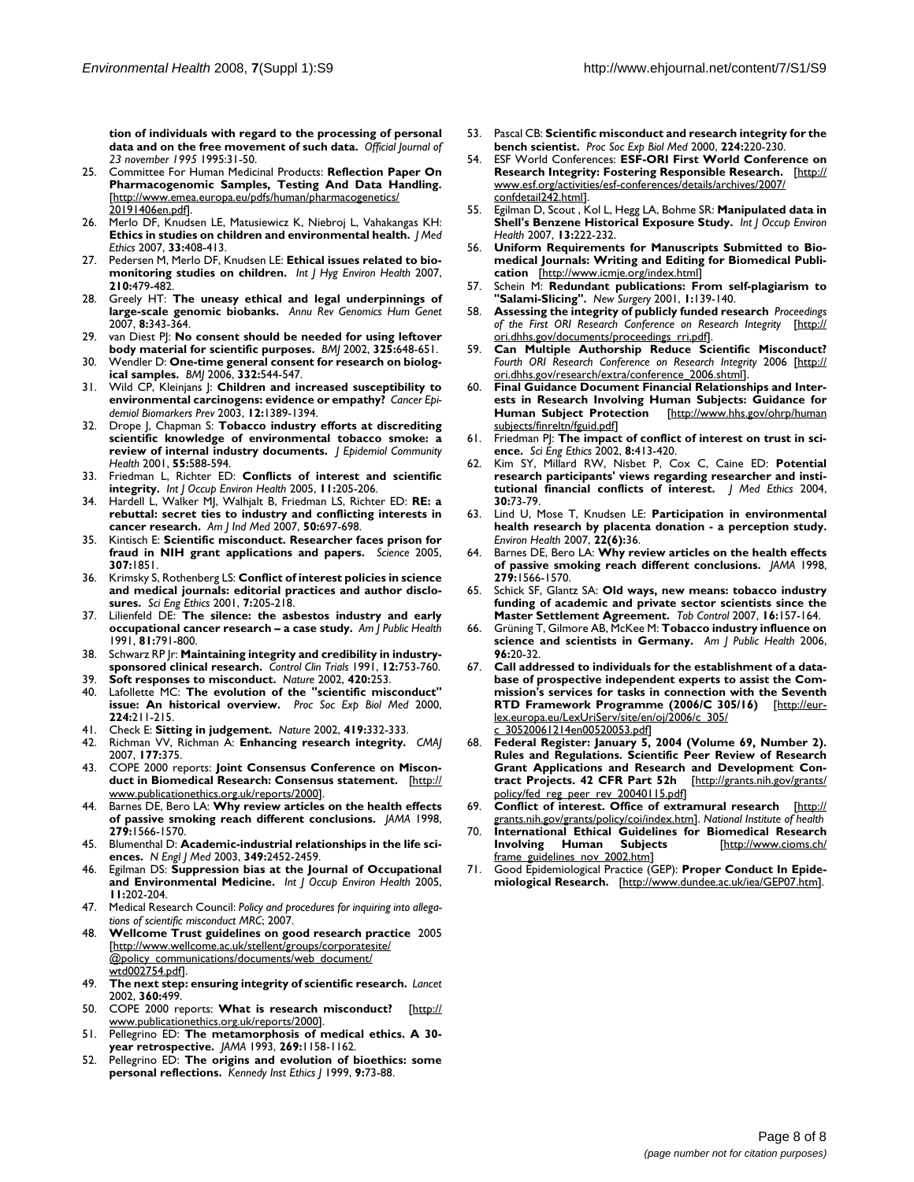tion of individuals with regard to the processing of personal data and on the free movement of such data. *Official Journal of 23 november 1995* 1995:31-50.

25. Committee For Human Medicinal Products: **Reflection Paper On Pharmacogenomic Samples, Testing And Data Handling.** [http://www.emea.europa.eu/pdfs/human/pharmacogenetics/20191406en.pdf].
26. Merlo DF, Knudsen LE, Matusiewicz K, Niebroj L, Vahakangas KH: **Ethics in studies on children and environmental health.** *J Med Ethics* 2007, **33:**408-413.
27. Pedersen M, Merlo DF, Knudsen LE: **Ethical issues related to biomonitoring studies on children.** *Int J Hyg Environ Health* 2007, **210:**479-482.
28. Greely HT: **The uneasy ethical and legal underpinnings of large-scale genomic biobanks.** *Annu Rev Genomics Hum Genet* 2007, **8:**343-364.
29. van Diest PJ: **No consent should be needed for using leftover body material for scientific purposes.** *BMJ* 2002, **325:**648-651.
30. Wendler D: **One-time general consent for research on biological samples.** *BMJ* 2006, **332:**544-547.
31. Wild CP, Kleinjans J: **Children and increased susceptibility to environmental carcinogens: evidence or empathy?** *Cancer Epidemiol Biomarkers Prev* 2003, **12:**1389-1394.
32. Drope J, Chapman S: **Tobacco industry efforts at discrediting scientific knowledge of environmental tobacco smoke: a review of internal industry documents.** *J Epidemiol Community Health* 2001, **55:**588-594.
33. Friedman L, Richter ED: **Conflicts of interest and scientific integrity.** *Int J Occup Environ Health* 2005, **11:**205-206.
34. Hardell L, Walker MJ, Walhjalt B, Friedman LS, Richter ED: **RE: a rebuttal: secret ties to industry and conflicting interests in cancer research.** *Am J Ind Med* 2007, **50:**697-698.
35. Kintisch E: **Scientific misconduct. Researcher faces prison for fraud in NIH grant applications and papers.** *Science* 2005, **307:**1851.
36. Krimsky S, Rothenberg LS: **Conflict of interest policies in science and medical journals: editorial practices and author disclosures.** *Sci Eng Ethics* 2001, **7:**205-218.
37. Lilienfeld DE: **The silence: the asbestos industry and early occupational cancer research – a case study.** *Am J Public Health* 1991, **81:**791-800.
38. Schwarz RP Jr: **Maintaining integrity and credibility in industry-sponsored clinical research.** *Control Clin Trials* 1991, **12:**753-760.
39. **Soft responses to misconduct.** *Nature* 2002, **420:**253.
40. Lafollette MC: **The evolution of the "scientific misconduct" issue: An historical overview.** *Proc Soc Exp Biol Med* 2000, **224:**211-215.
41. Check E: **Sitting in judgement.** *Nature* 2002, **419:**332-333.
42. Richman VV, Richman A: **Enhancing research integrity.** *CMAJ* 2007, **177:**375.
43. COPE 2000 reports: **Joint Consensus Conference on Misconduct in Biomedical Research: Consensus statement.** [http://www.publicationethics.org.uk/reports/2000].
44. Barnes DE, Bero LA: **Why review articles on the health effects of passive smoking reach different conclusions.** *JAMA* 1998, **279:**1566-1570.
45. Blumenthal D: **Academic-industrial relationships in the life sciences.** *N Engl J Med* 2003, **349:**2452-2459.
46. Egilman DS: **Suppression bias at the Journal of Occupational and Environmental Medicine.** *Int J Occup Environ Health* 2005, **11:**202-204.
47. Medical Research Council: *Policy and procedures for inquiring into allegations of scientific misconduct MRC*; 2007.
48. **Wellcome Trust guidelines on good research practice** 2005 [http://www.wellcome.ac.uk/stellent/groups/corporatesite/@policy_communications/documents/web_document/wtd002754.pdf].
49. **The next step: ensuring integrity of scientific research.** *Lancet* 2002, **360:**499.
50. COPE 2000 reports: **What is research misconduct?** [http://www.publicationethics.org.uk/reports/2000].
51. Pellegrino ED: **The metamorphosis of medical ethics. A 30-year retrospective.** *JAMA* 1993, **269:**1158-1162.
52. Pellegrino ED: **The origins and evolution of bioethics: some personal reflections.** *Kennedy Inst Ethics J* 1999, **9:**73-88.
53. Pascal CB: **Scientific misconduct and research integrity for the bench scientist.** *Proc Soc Exp Biol Med* 2000, **224:**220-230.
54. ESF World Conferences: **ESF-ORI First World Conference on Research Integrity: Fostering Responsible Research.** [http://www.esf.org/activities/esf-conferences/details/archives/2007/confdetail242.html].
55. Egilman D, Scout , Kol L, Hegg LA, Bohme SR: **Manipulated data in Shell's Benzene Historical Exposure Study.** *Int J Occup Environ Health* 2007, **13:**222-232.
56. **Uniform Requirements for Manuscripts Submitted to Biomedical Journals: Writing and Editing for Biomedical Publication** [http://www.icmje.org/index.html]
57. Schein M: **Redundant publications: From self-plagiarism to "Salami-Slicing".** *New Surgery* 2001, **1:**139-140.
58. **Assessing the integrity of publicly funded research** *Proceedings of the First ORI Research Conference on Research Integrity* [http://ori.dhhs.gov/documents/proceedings_rri.pdf].
59. **Can Multiple Authorship Reduce Scientific Misconduct?** *Fourth ORI Research Conference on Research Integrity* 2006 [http://ori.dhhs.gov/research/extra/conference_2006.shtml].
60. **Final Guidance Document Financial Relationships and Interests in Research Involving Human Subjects: Guidance for Human Subject Protection** [http://www.hhs.gov/ohrp/humansubjects/finreltn/fguid.pdf]
61. Friedman PJ: **The impact of conflict of interest on trust in science.** *Sci Eng Ethics* 2002, **8:**413-420.
62. Kim SY, Millard RW, Nisbet P, Cox C, Caine ED: **Potential research participants' views regarding researcher and institutional financial conflicts of interest.** *J Med Ethics* 2004, **30:**73-79.
63. Lind U, Mose T, Knudsen LE: **Participation in environmental health research by placenta donation - a perception study.** *Environ Health* 2007, **22(6):**36.
64. Barnes DE, Bero LA: **Why review articles on the health effects of passive smoking reach different conclusions.** *JAMA* 1998, **279:**1566-1570.
65. Schick SF, Glantz SA: **Old ways, new means: tobacco industry funding of academic and private sector scientists since the Master Settlement Agreement.** *Tob Control* 2007, **16:**157-164.
66. Grüning T, Gilmore AB, McKee M: **Tobacco industry influence on science and scientists in Germany.** *Am J Public Health* 2006, **96:**20-32.
67. **Call addressed to individuals for the establishment of a database of prospective independent experts to assist the Commission's services for tasks in connection with the Seventh RTD Framework Programme (2006/C 305/16)** [http://eur-lex.europa.eu/LexUriServ/site/en/oj/2006/c_305/c_30520061214en00520053.pdf]
68. **Federal Register: January 5, 2004 (Volume 69, Number 2). Rules and Regulations. Scientific Peer Review of Research Grant Applications and Research and Development Contract Projects. 42 CFR Part 52h** [http://grants.nih.gov/grants/policy/fed_reg_peer_rev_20040115.pdf]
69. **Conflict of interest. Office of extramural research** [http://grants.nih.gov/grants/policy/coi/index.htm]. *National Institute of health*
70. **International Ethical Guidelines for Biomedical Research Involving Human Subjects** [http://www.cioms.ch/frame_guidelines_nov_2002.htm]
71. Good Epidemiological Practice (GEP): **Proper Conduct In Epidemiological Research.** [http://www.dundee.ac.uk/iea/GEP07.htm].